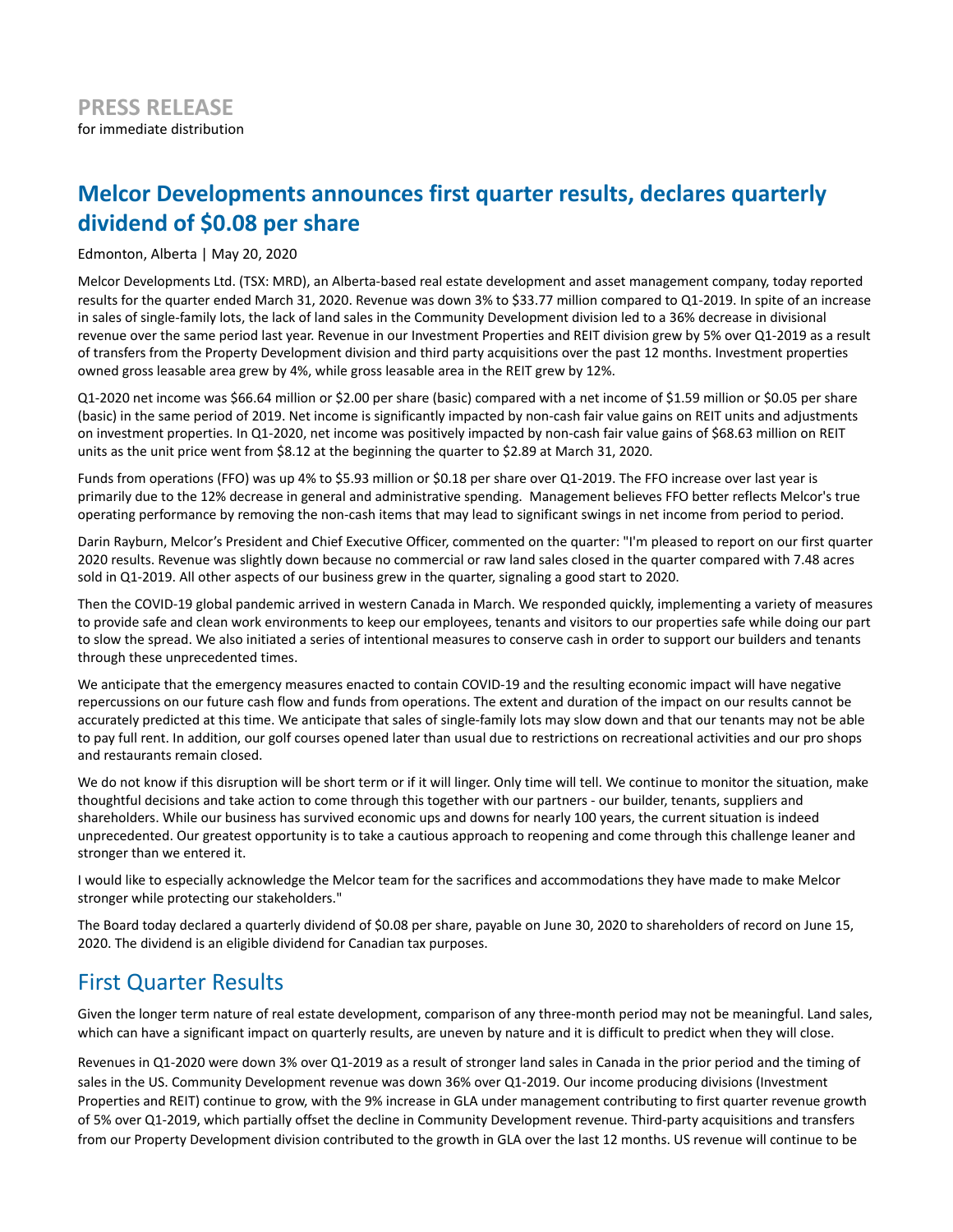**PRESS RELEASE**
for immediate distribution

# Melcor Developments announces first quarter results, declares quarterly dividend of $0.08 per share

Edmonton, Alberta | May 20, 2020

Melcor Developments Ltd. (TSX: MRD), an Alberta-based real estate development and asset management company, today reported results for the quarter ended March 31, 2020. Revenue was down 3% to $33.77 million compared to Q1-2019. In spite of an increase in sales of single-family lots, the lack of land sales in the Community Development division led to a 36% decrease in divisional revenue over the same period last year. Revenue in our Investment Properties and REIT division grew by 5% over Q1-2019 as a result of transfers from the Property Development division and third party acquisitions over the past 12 months. Investment properties owned gross leasable area grew by 4%, while gross leasable area in the REIT grew by 12%.

Q1-2020 net income was $66.64 million or $2.00 per share (basic) compared with a net income of $1.59 million or $0.05 per share (basic) in the same period of 2019. Net income is significantly impacted by non-cash fair value gains on REIT units and adjustments on investment properties. In Q1-2020, net income was positively impacted by non-cash fair value gains of $68.63 million on REIT units as the unit price went from $8.12 at the beginning the quarter to $2.89 at March 31, 2020.

Funds from operations (FFO) was up 4% to $5.93 million or $0.18 per share over Q1-2019. The FFO increase over last year is primarily due to the 12% decrease in general and administrative spending. Management believes FFO better reflects Melcor's true operating performance by removing the non-cash items that may lead to significant swings in net income from period to period.

Darin Rayburn, Melcor's President and Chief Executive Officer, commented on the quarter: "I'm pleased to report on our first quarter 2020 results. Revenue was slightly down because no commercial or raw land sales closed in the quarter compared with 7.48 acres sold in Q1-2019. All other aspects of our business grew in the quarter, signaling a good start to 2020.

Then the COVID-19 global pandemic arrived in western Canada in March. We responded quickly, implementing a variety of measures to provide safe and clean work environments to keep our employees, tenants and visitors to our properties safe while doing our part to slow the spread. We also initiated a series of intentional measures to conserve cash in order to support our builders and tenants through these unprecedented times.

We anticipate that the emergency measures enacted to contain COVID-19 and the resulting economic impact will have negative repercussions on our future cash flow and funds from operations. The extent and duration of the impact on our results cannot be accurately predicted at this time. We anticipate that sales of single-family lots may slow down and that our tenants may not be able to pay full rent. In addition, our golf courses opened later than usual due to restrictions on recreational activities and our pro shops and restaurants remain closed.

We do not know if this disruption will be short term or if it will linger. Only time will tell. We continue to monitor the situation, make thoughtful decisions and take action to come through this together with our partners - our builder, tenants, suppliers and shareholders. While our business has survived economic ups and downs for nearly 100 years, the current situation is indeed unprecedented. Our greatest opportunity is to take a cautious approach to reopening and come through this challenge leaner and stronger than we entered it.

I would like to especially acknowledge the Melcor team for the sacrifices and accommodations they have made to make Melcor stronger while protecting our stakeholders."

The Board today declared a quarterly dividend of $0.08 per share, payable on June 30, 2020 to shareholders of record on June 15, 2020. The dividend is an eligible dividend for Canadian tax purposes.

## First Quarter Results

Given the longer term nature of real estate development, comparison of any three-month period may not be meaningful. Land sales, which can have a significant impact on quarterly results, are uneven by nature and it is difficult to predict when they will close.

Revenues in Q1-2020 were down 3% over Q1-2019 as a result of stronger land sales in Canada in the prior period and the timing of sales in the US. Community Development revenue was down 36% over Q1-2019. Our income producing divisions (Investment Properties and REIT) continue to grow, with the 9% increase in GLA under management contributing to first quarter revenue growth of 5% over Q1-2019, which partially offset the decline in Community Development revenue. Third-party acquisitions and transfers from our Property Development division contributed to the growth in GLA over the last 12 months. US revenue will continue to be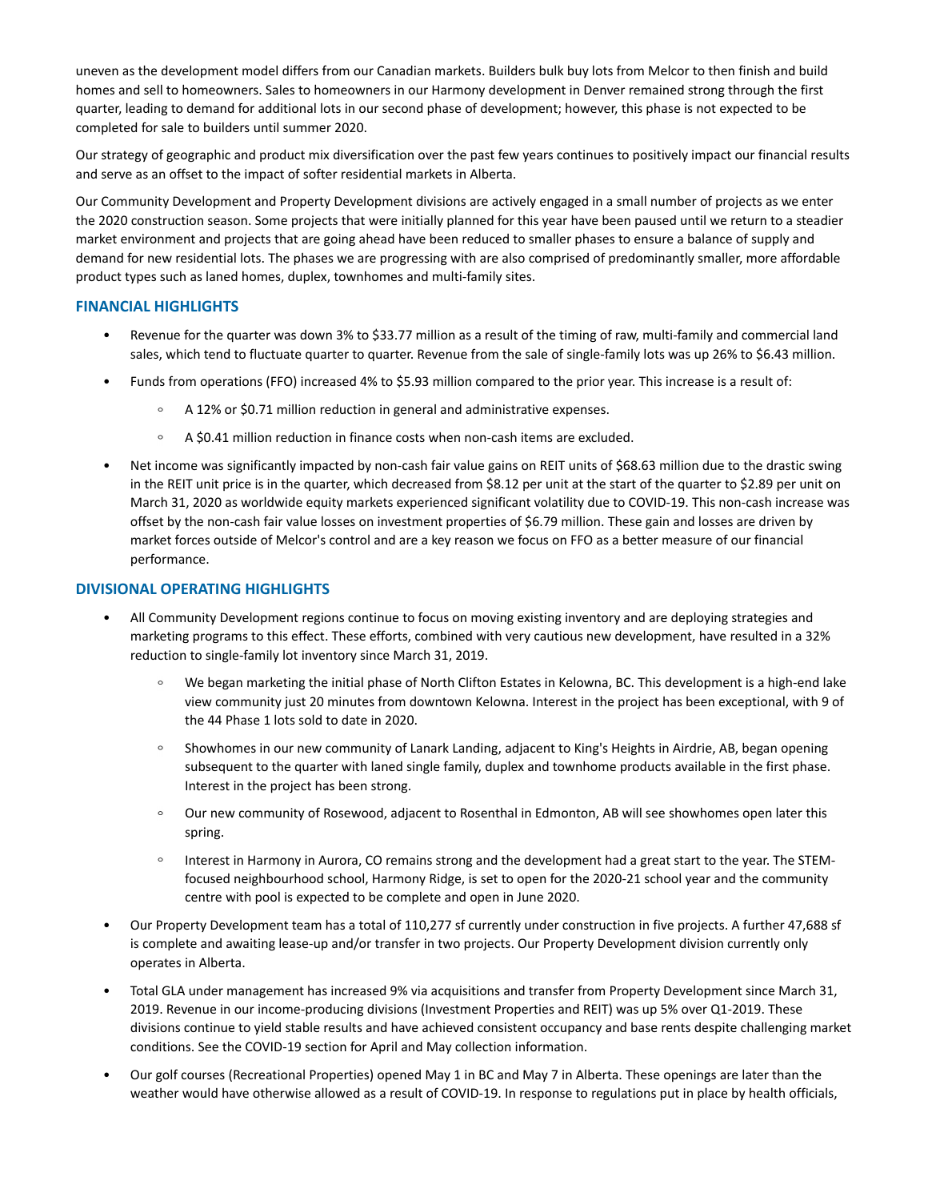uneven as the development model differs from our Canadian markets. Builders bulk buy lots from Melcor to then finish and build homes and sell to homeowners. Sales to homeowners in our Harmony development in Denver remained strong through the first quarter, leading to demand for additional lots in our second phase of development; however, this phase is not expected to be completed for sale to builders until summer 2020.

Our strategy of geographic and product mix diversification over the past few years continues to positively impact our financial results and serve as an offset to the impact of softer residential markets in Alberta.

Our Community Development and Property Development divisions are actively engaged in a small number of projects as we enter the 2020 construction season. Some projects that were initially planned for this year have been paused until we return to a steadier market environment and projects that are going ahead have been reduced to smaller phases to ensure a balance of supply and demand for new residential lots. The phases we are progressing with are also comprised of predominantly smaller, more affordable product types such as laned homes, duplex, townhomes and multi-family sites.

## FINANCIAL HIGHLIGHTS

- Revenue for the quarter was down 3% to $33.77 million as a result of the timing of raw, multi-family and commercial land sales, which tend to fluctuate quarter to quarter. Revenue from the sale of single-family lots was up 26% to $6.43 million.
- Funds from operations (FFO) increased 4% to $5.93 million compared to the prior year. This increase is a result of:
  - A 12% or $0.71 million reduction in general and administrative expenses.
  - A $0.41 million reduction in finance costs when non-cash items are excluded.
- Net income was significantly impacted by non-cash fair value gains on REIT units of $68.63 million due to the drastic swing in the REIT unit price is in the quarter, which decreased from $8.12 per unit at the start of the quarter to $2.89 per unit on March 31, 2020 as worldwide equity markets experienced significant volatility due to COVID-19. This non-cash increase was offset by the non-cash fair value losses on investment properties of $6.79 million. These gain and losses are driven by market forces outside of Melcor's control and are a key reason we focus on FFO as a better measure of our financial performance.

## DIVISIONAL OPERATING HIGHLIGHTS

- All Community Development regions continue to focus on moving existing inventory and are deploying strategies and marketing programs to this effect. These efforts, combined with very cautious new development, have resulted in a 32% reduction to single-family lot inventory since March 31, 2019.
  - We began marketing the initial phase of North Clifton Estates in Kelowna, BC. This development is a high-end lake view community just 20 minutes from downtown Kelowna. Interest in the project has been exceptional, with 9 of the 44 Phase 1 lots sold to date in 2020.
  - Showhomes in our new community of Lanark Landing, adjacent to King's Heights in Airdrie, AB, began opening subsequent to the quarter with laned single family, duplex and townhome products available in the first phase. Interest in the project has been strong.
  - Our new community of Rosewood, adjacent to Rosenthal in Edmonton, AB will see showhomes open later this spring.
  - Interest in Harmony in Aurora, CO remains strong and the development had a great start to the year. The STEM-focused neighbourhood school, Harmony Ridge, is set to open for the 2020-21 school year and the community centre with pool is expected to be complete and open in June 2020.
- Our Property Development team has a total of 110,277 sf currently under construction in five projects. A further 47,688 sf is complete and awaiting lease-up and/or transfer in two projects. Our Property Development division currently only operates in Alberta.
- Total GLA under management has increased 9% via acquisitions and transfer from Property Development since March 31, 2019. Revenue in our income-producing divisions (Investment Properties and REIT) was up 5% over Q1-2019. These divisions continue to yield stable results and have achieved consistent occupancy and base rents despite challenging market conditions. See the COVID-19 section for April and May collection information.
- Our golf courses (Recreational Properties) opened May 1 in BC and May 7 in Alberta. These openings are later than the weather would have otherwise allowed as a result of COVID-19. In response to regulations put in place by health officials,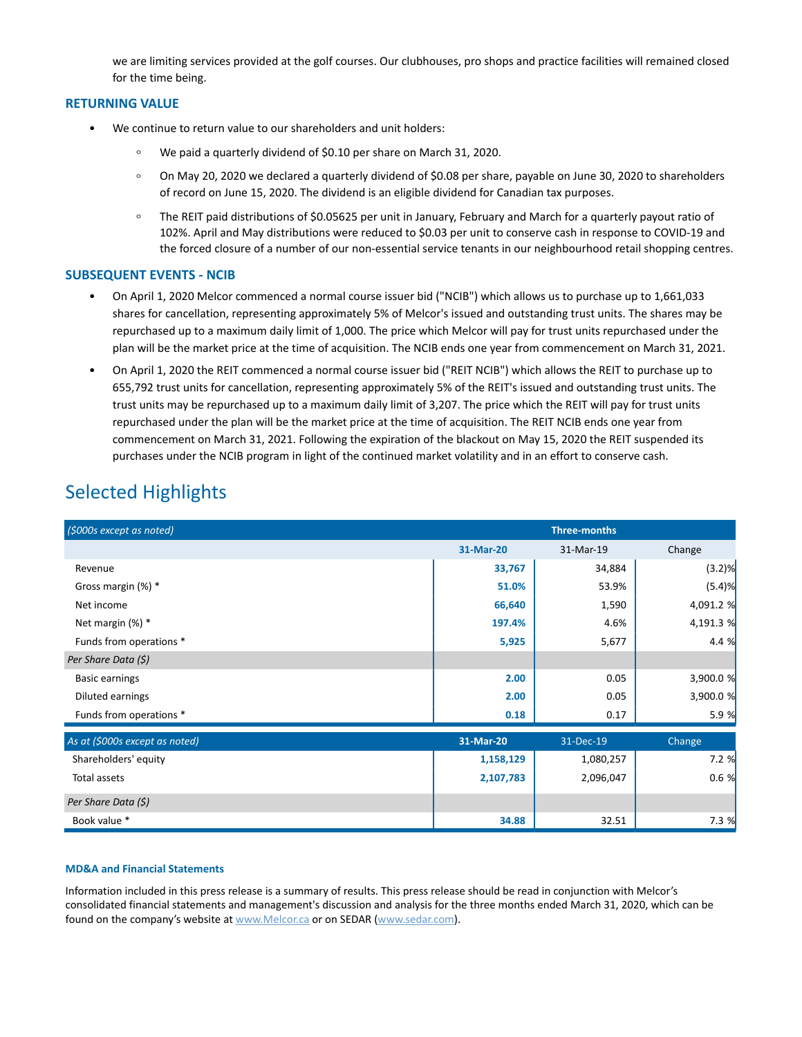we are limiting services provided at the golf courses. Our clubhouses, pro shops and practice facilities will remained closed for the time being.

### RETURNING VALUE

- We continue to return value to our shareholders and unit holders:
  - We paid a quarterly dividend of $0.10 per share on March 31, 2020.
  - On May 20, 2020 we declared a quarterly dividend of $0.08 per share, payable on June 30, 2020 to shareholders of record on June 15, 2020. The dividend is an eligible dividend for Canadian tax purposes.
  - The REIT paid distributions of $0.05625 per unit in January, February and March for a quarterly payout ratio of 102%. April and May distributions were reduced to $0.03 per unit to conserve cash in response to COVID-19 and the forced closure of a number of our non-essential service tenants in our neighbourhood retail shopping centres.

### SUBSEQUENT EVENTS - NCIB

- On April 1, 2020 Melcor commenced a normal course issuer bid ("NCIB") which allows us to purchase up to 1,661,033 shares for cancellation, representing approximately 5% of Melcor's issued and outstanding trust units. The shares may be repurchased up to a maximum daily limit of 1,000. The price which Melcor will pay for trust units repurchased under the plan will be the market price at the time of acquisition. The NCIB ends one year from commencement on March 31, 2021.
- On April 1, 2020 the REIT commenced a normal course issuer bid ("REIT NCIB") which allows the REIT to purchase up to 655,792 trust units for cancellation, representing approximately 5% of the REIT's issued and outstanding trust units. The trust units may be repurchased up to a maximum daily limit of 3,207. The price which the REIT will pay for trust units repurchased under the plan will be the market price at the time of acquisition. The REIT NCIB ends one year from commencement on March 31, 2021. Following the expiration of the blackout on May 15, 2020 the REIT suspended its purchases under the NCIB program in light of the continued market volatility and in an effort to conserve cash.

## Selected Highlights

| *($000s except as noted)* | Three-months | | |
|---|---|---|---|
| | **31-Mar-20** | 31-Mar-19 | Change |
| Revenue | **33,767** | 34,884 | (3.2)% |
| Gross margin (%) * | **51.0%** | 53.9% | (5.4)% |
| Net income | **66,640** | 1,590 | 4,091.2 % |
| Net margin (%) * | **197.4%** | 4.6% | 4,191.3 % |
| Funds from operations * | **5,925** | 5,677 | 4.4 % |
| *Per Share Data ($)* | | | |
| Basic earnings | **2.00** | 0.05 | 3,900.0 % |
| Diluted earnings | **2.00** | 0.05 | 3,900.0 % |
| Funds from operations * | **0.18** | 0.17 | 5.9 % |

| *As at ($000s except as noted)* | **31-Mar-20** | 31-Dec-19 | Change |
|---|---|---|---|
| Shareholders' equity | **1,158,129** | 1,080,257 | 7.2 % |
| Total assets | **2,107,783** | 2,096,047 | 0.6 % |
| *Per Share Data ($)* | | | |
| Book value * | **34.88** | 32.51 | 7.3 % |

#### MD&A and Financial Statements

Information included in this press release is a summary of results. This press release should be read in conjunction with Melcor's consolidated financial statements and management's discussion and analysis for the three months ended March 31, 2020, which can be found on the company's website at www.Melcor.ca or on SEDAR (www.sedar.com).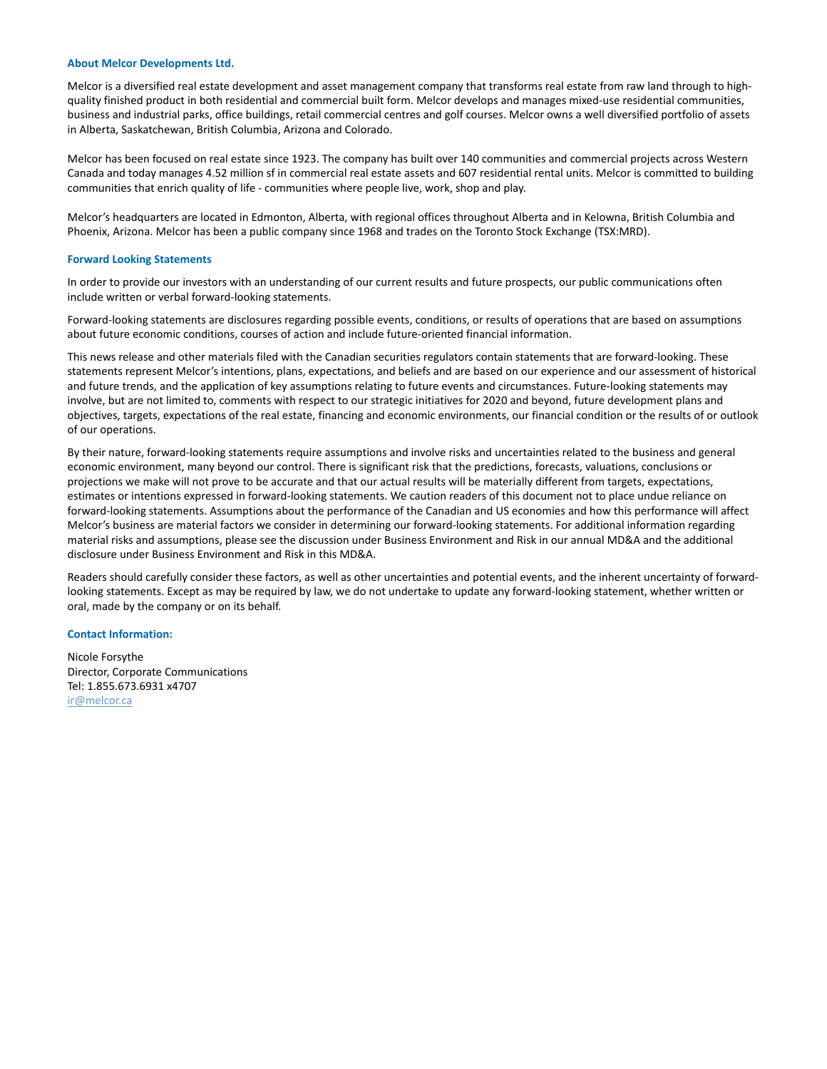### About Melcor Developments Ltd.

Melcor is a diversified real estate development and asset management company that transforms real estate from raw land through to high-quality finished product in both residential and commercial built form. Melcor develops and manages mixed-use residential communities, business and industrial parks, office buildings, retail commercial centres and golf courses. Melcor owns a well diversified portfolio of assets in Alberta, Saskatchewan, British Columbia, Arizona and Colorado.

Melcor has been focused on real estate since 1923. The company has built over 140 communities and commercial projects across Western Canada and today manages 4.52 million sf in commercial real estate assets and 607 residential rental units. Melcor is committed to building communities that enrich quality of life - communities where people live, work, shop and play.

Melcor's headquarters are located in Edmonton, Alberta, with regional offices throughout Alberta and in Kelowna, British Columbia and Phoenix, Arizona. Melcor has been a public company since 1968 and trades on the Toronto Stock Exchange (TSX:MRD).

### Forward Looking Statements

In order to provide our investors with an understanding of our current results and future prospects, our public communications often include written or verbal forward-looking statements.

Forward-looking statements are disclosures regarding possible events, conditions, or results of operations that are based on assumptions about future economic conditions, courses of action and include future-oriented financial information.

This news release and other materials filed with the Canadian securities regulators contain statements that are forward-looking. These statements represent Melcor's intentions, plans, expectations, and beliefs and are based on our experience and our assessment of historical and future trends, and the application of key assumptions relating to future events and circumstances. Future-looking statements may involve, but are not limited to, comments with respect to our strategic initiatives for 2020 and beyond, future development plans and objectives, targets, expectations of the real estate, financing and economic environments, our financial condition or the results of or outlook of our operations.

By their nature, forward-looking statements require assumptions and involve risks and uncertainties related to the business and general economic environment, many beyond our control. There is significant risk that the predictions, forecasts, valuations, conclusions or projections we make will not prove to be accurate and that our actual results will be materially different from targets, expectations, estimates or intentions expressed in forward-looking statements. We caution readers of this document not to place undue reliance on forward-looking statements. Assumptions about the performance of the Canadian and US economies and how this performance will affect Melcor's business are material factors we consider in determining our forward-looking statements. For additional information regarding material risks and assumptions, please see the discussion under Business Environment and Risk in our annual MD&A and the additional disclosure under Business Environment and Risk in this MD&A.

Readers should carefully consider these factors, as well as other uncertainties and potential events, and the inherent uncertainty of forward-looking statements. Except as may be required by law, we do not undertake to update any forward-looking statement, whether written or oral, made by the company or on its behalf.

### Contact Information:

Nicole Forsythe
Director, Corporate Communications
Tel: 1.855.673.6931 x4707
ir@melcor.ca